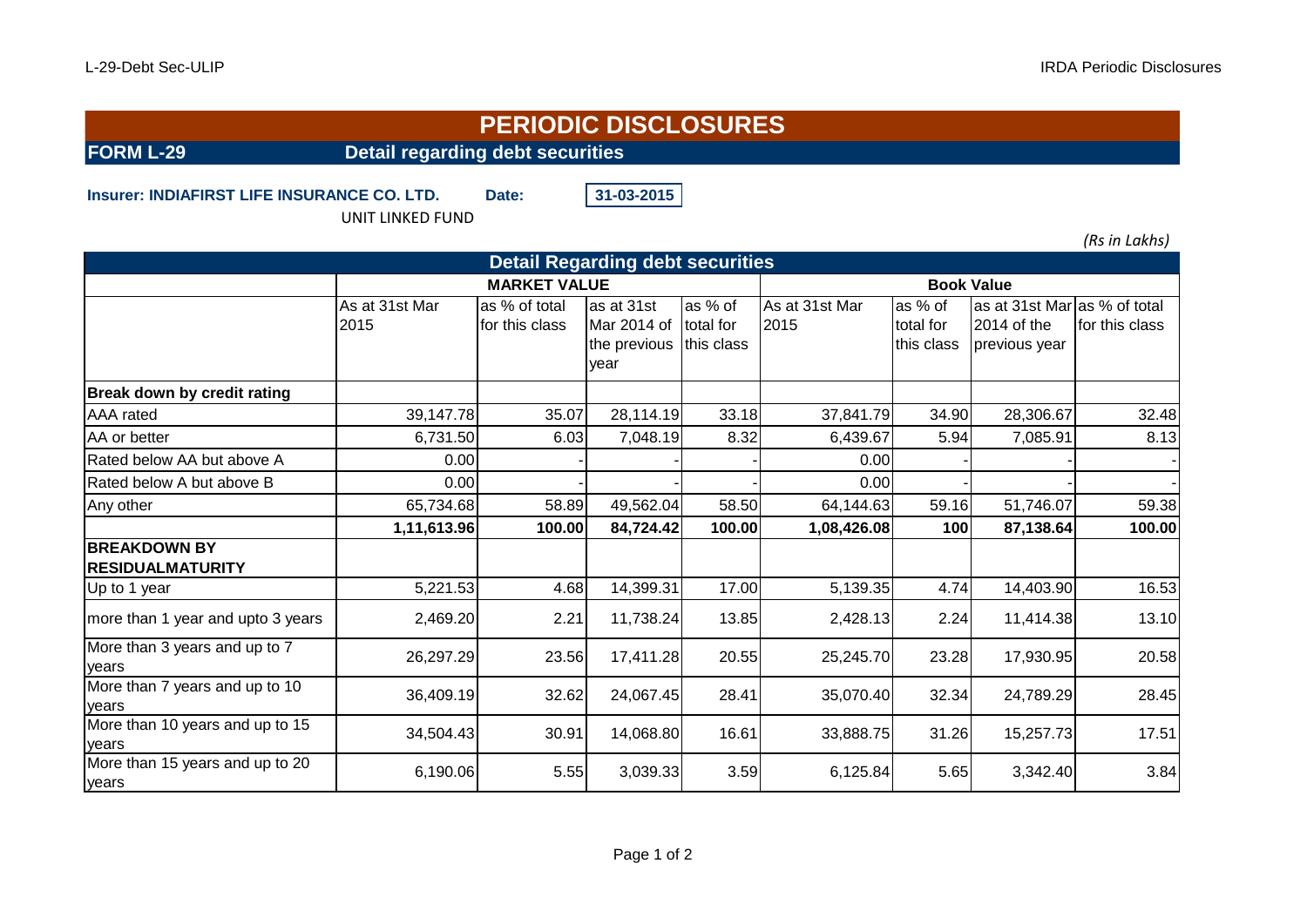# PERIODIC DISCLOSURES

## FORM L-29 Detail regarding debt securities

**Insurer: INDIAFIRST LIFE INSURANCE CO. LTD.** **Date:** 31-03-2015

UNIT LINKED FUND

*(Rs in Lakhs)*

| Detail Regarding debt securities | | | | | | | | |
|---|---|---|---|---|---|---|---|---|
| | MARKET VALUE | | | | Book Value | | | |
| | As at 31st Mar 2015 | as % of total for this class | as at 31st Mar 2014 of the previous year | as % of total for this class | As at 31st Mar 2015 | as % of total for this class | as at 31st Mar 2014 of the previous year | as % of total for this class |
| **Break down by credit rating** | | | | | | | | |
| AAA rated | 39,147.78 | 35.07 | 28,114.19 | 33.18 | 37,841.79 | 34.90 | 28,306.67 | 32.48 |
| AA or better | 6,731.50 | 6.03 | 7,048.19 | 8.32 | 6,439.67 | 5.94 | 7,085.91 | 8.13 |
| Rated below AA but above A | 0.00 | - | - | - | 0.00 | - | - | - |
| Rated below A but above B | 0.00 | - | - | - | 0.00 | - | - | - |
| Any other | 65,734.68 | 58.89 | 49,562.04 | 58.50 | 64,144.63 | 59.16 | 51,746.07 | 59.38 |
| | **1,11,613.96** | **100.00** | **84,724.42** | **100.00** | **1,08,426.08** | **100** | **87,138.64** | **100.00** |
| **BREAKDOWN BY RESIDUALMATURITY** | | | | | | | | |
| Up to 1 year | 5,221.53 | 4.68 | 14,399.31 | 17.00 | 5,139.35 | 4.74 | 14,403.90 | 16.53 |
| more than 1 year and upto 3 years | 2,469.20 | 2.21 | 11,738.24 | 13.85 | 2,428.13 | 2.24 | 11,414.38 | 13.10 |
| More than 3 years and up to 7 years | 26,297.29 | 23.56 | 17,411.28 | 20.55 | 25,245.70 | 23.28 | 17,930.95 | 20.58 |
| More than 7 years and up to 10 years | 36,409.19 | 32.62 | 24,067.45 | 28.41 | 35,070.40 | 32.34 | 24,789.29 | 28.45 |
| More than 10 years and up to 15 years | 34,504.43 | 30.91 | 14,068.80 | 16.61 | 33,888.75 | 31.26 | 15,257.73 | 17.51 |
| More than 15 years and up to 20 years | 6,190.06 | 5.55 | 3,039.33 | 3.59 | 6,125.84 | 5.65 | 3,342.40 | 3.84 |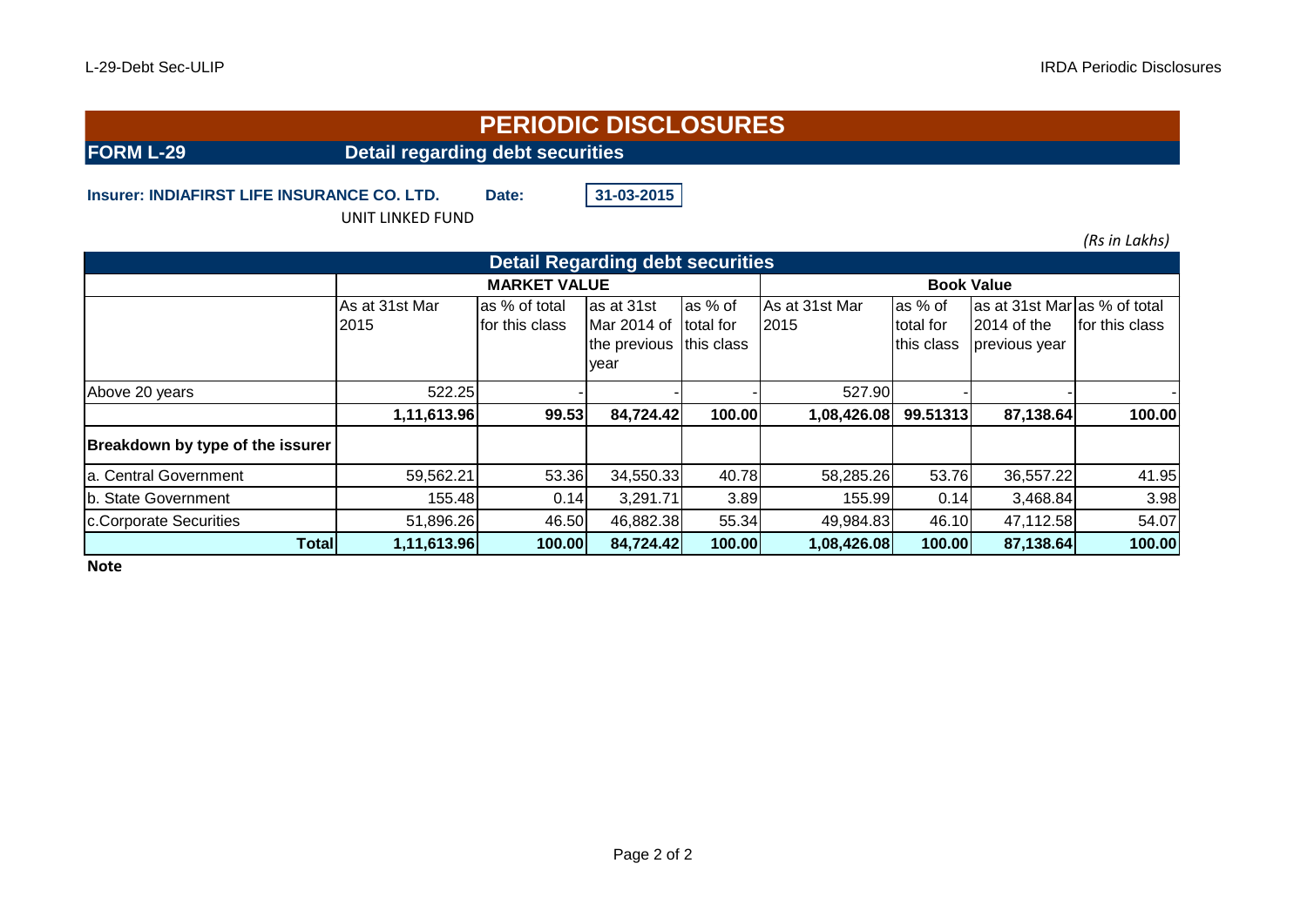# PERIODIC DISCLOSURES

**FORM L-29** **Detail regarding debt securities**

**Insurer: INDIAFIRST LIFE INSURANCE CO. LTD.** **Date:** **31-03-2015**

UNIT LINKED FUND

*(Rs in Lakhs)*

| Detail Regarding debt securities | | | | | | | | |
|---|---|---|---|---|---|---|---|---|
| | **MARKET VALUE** | | | | **Book Value** | | | |
| | As at 31st Mar 2015 | as % of total for this class | as at 31st Mar 2014 of the previous year | as % of total for this class | As at 31st Mar 2015 | as % of total for this class | as at 31st Mar 2014 of the previous year | as % of total for this class |
| Above 20 years | 522.25 | - | - | - | 527.90 | - | - | - |
| | **1,11,613.96** | **99.53** | **84,724.42** | **100.00** | **1,08,426.08** | **99.51313** | **87,138.64** | **100.00** |
| **Breakdown by type of the issuer** | | | | | | | | |
| a. Central Government | 59,562.21 | 53.36 | 34,550.33 | 40.78 | 58,285.26 | 53.76 | 36,557.22 | 41.95 |
| b. State Government | 155.48 | 0.14 | 3,291.71 | 3.89 | 155.99 | 0.14 | 3,468.84 | 3.98 |
| c.Corporate Securities | 51,896.26 | 46.50 | 46,882.38 | 55.34 | 49,984.83 | 46.10 | 47,112.58 | 54.07 |
| **Total** | **1,11,613.96** | **100.00** | **84,724.42** | **100.00** | **1,08,426.08** | **100.00** | **87,138.64** | **100.00** |

**Note**